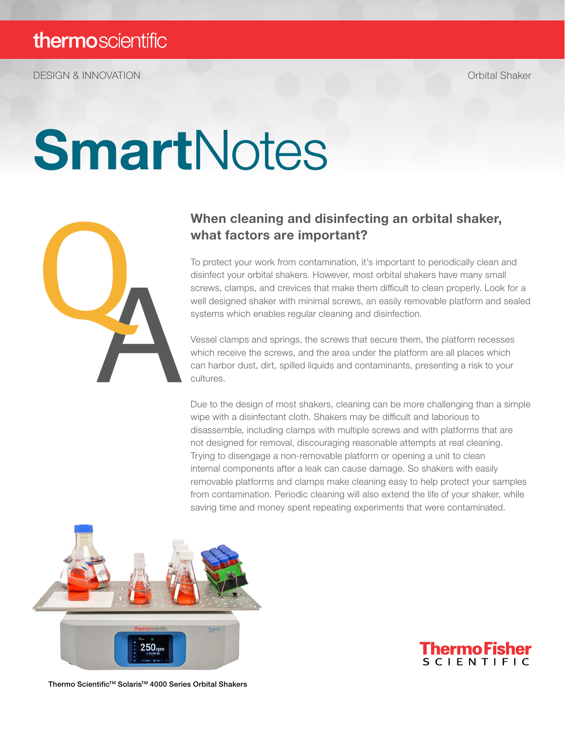thermoscientific

DESIGN & INNOVATION

Orbital Shaker

# SmartNotes

Q A

## When cleaning and disinfecting an orbital shaker, what factors are important?

To protect your work from contamination, it's important to periodically clean and disinfect your orbital shakers. However, most orbital shakers have many small screws, clamps, and crevices that make them difficult to clean properly. Look for a well designed shaker with minimal screws, an easily removable platform and sealed systems which enables regular cleaning and disinfection.

Vessel clamps and springs, the screws that secure them, the platform recesses which receive the screws, and the area under the platform are all places which can harbor dust, dirt, spilled liquids and contaminants, presenting a risk to your cultures.

Due to the design of most shakers, cleaning can be more challenging than a simple wipe with a disinfectant cloth. Shakers may be difficult and laborious to disassemble, including clamps with multiple screws and with platforms that are not designed for removal, discouraging reasonable attempts at real cleaning. Trying to disengage a non-removable platform or opening a unit to clean internal components after a leak can cause damage. So shakers with easily removable platforms and clamps make cleaning easy to help protect your samples from contamination. Periodic cleaning will also extend the life of your shaker, while saving time and money spent repeating experiments that were contaminated.

Thermo Scientific™ Solaris™ 4000 Series Orbital Shakers

ThermoFisher SCIENTIFIC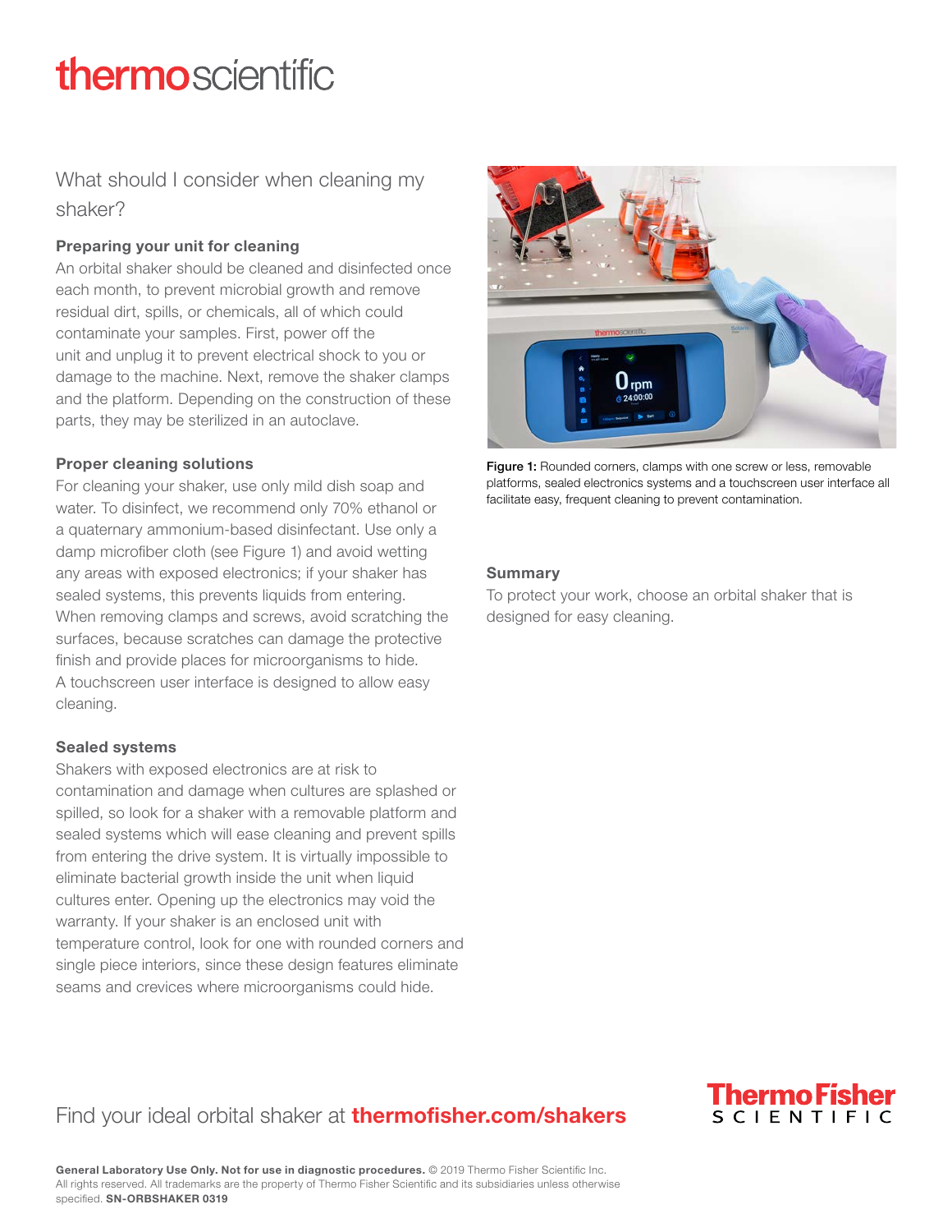## What should I consider when cleaning my shaker?

### Preparing your unit for cleaning

An orbital shaker should be cleaned and disinfected once each month, to prevent microbial growth and remove residual dirt, spills, or chemicals, all of which could contaminate your samples. First, power off the unit and unplug it to prevent electrical shock to you or damage to the machine. Next, remove the shaker clamps and the platform. Depending on the construction of these parts, they may be sterilized in an autoclave.

### Proper cleaning solutions

For cleaning your shaker, use only mild dish soap and water. To disinfect, we recommend only 70% ethanol or a quaternary ammonium-based disinfectant. Use only a damp microfiber cloth (see Figure 1) and avoid wetting any areas with exposed electronics; if your shaker has sealed systems, this prevents liquids from entering. When removing clamps and screws, avoid scratching the surfaces, because scratches can damage the protective finish and provide places for microorganisms to hide. A touchscreen user interface is designed to allow easy cleaning.

### Sealed systems

Shakers with exposed electronics are at risk to contamination and damage when cultures are splashed or spilled, so look for a shaker with a removable platform and sealed systems which will ease cleaning and prevent spills from entering the drive system. It is virtually impossible to eliminate bacterial growth inside the unit when liquid cultures enter. Opening up the electronics may void the warranty. If your shaker is an enclosed unit with temperature control, look for one with rounded corners and single piece interiors, since these design features eliminate seams and crevices where microorganisms could hide.

**Figure 1:** Rounded corners, clamps with one screw or less, removable platforms, sealed electronics systems and a touchscreen user interface all facilitate easy, frequent cleaning to prevent contamination.

### Summary

To protect your work, choose an orbital shaker that is designed for easy cleaning.

Find your ideal orbital shaker at **thermofisher.com/shakers**

**General Laboratory Use Only. Not for use in diagnostic procedures.** © 2019 Thermo Fisher Scientific Inc. All rights reserved. All trademarks are the property of Thermo Fisher Scientific and its subsidiaries unless otherwise specified. **SN-ORBSHAKER 0319**